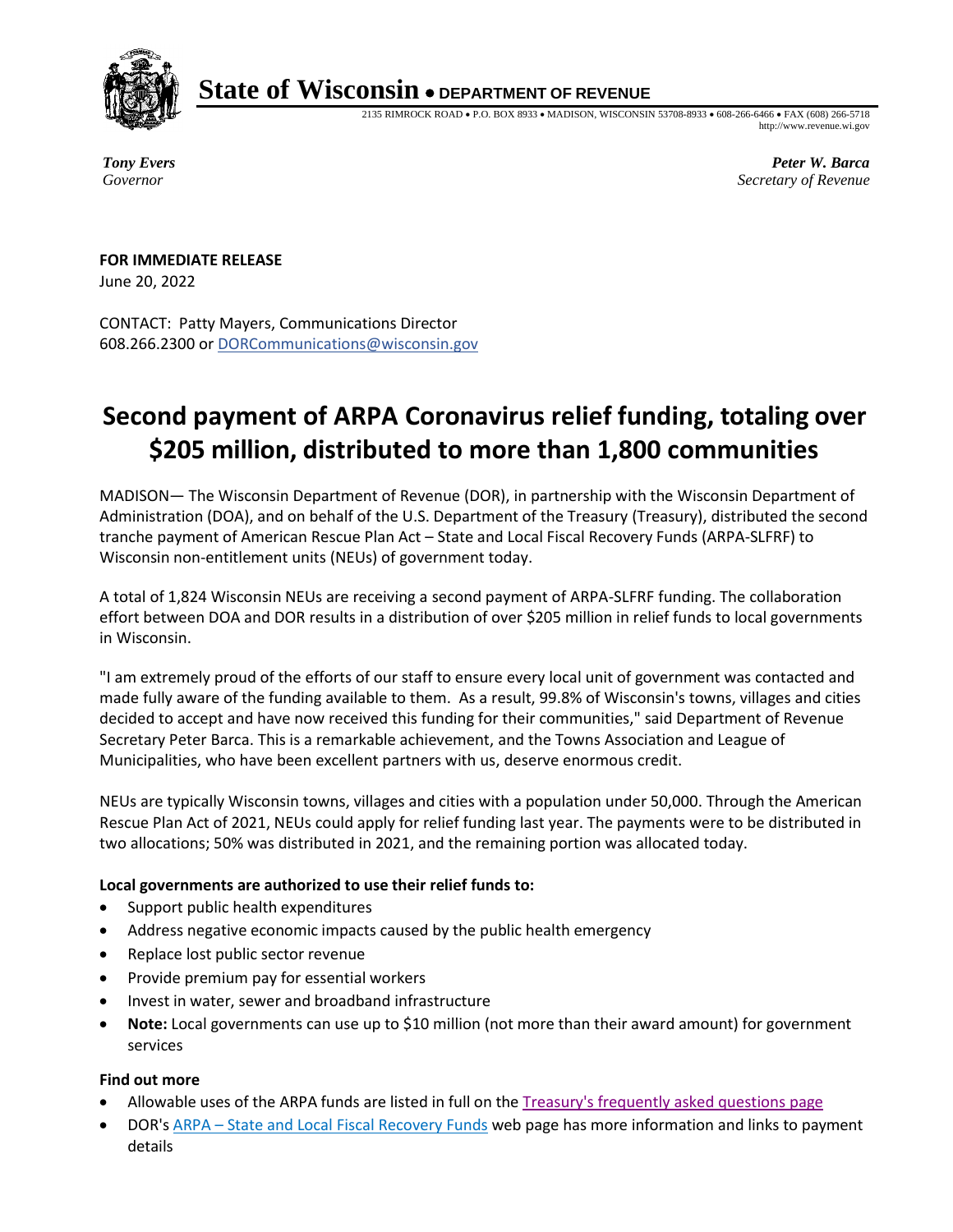**State of Wisconsin** • **DEPARTMENT OF REVENUE**

2135 RIMROCK ROAD • P.O. BOX 8933 • MADISON, WISCONSIN 53708-8933 • 608-266-6466 • FAX (608) 266-5718
http://www.revenue.wi.gov

***Tony Evers***
*Governor*

***Peter W. Barca***
*Secretary of Revenue*

**FOR IMMEDIATE RELEASE**
June 20, 2022

CONTACT: Patty Mayers, Communications Director
608.266.2300 or DORCommunications@wisconsin.gov

# Second payment of ARPA Coronavirus relief funding, totaling over $205 million, distributed to more than 1,800 communities

MADISON— The Wisconsin Department of Revenue (DOR), in partnership with the Wisconsin Department of Administration (DOA), and on behalf of the U.S. Department of the Treasury (Treasury), distributed the second tranche payment of American Rescue Plan Act – State and Local Fiscal Recovery Funds (ARPA-SLFRF) to Wisconsin non-entitlement units (NEUs) of government today.

A total of 1,824 Wisconsin NEUs are receiving a second payment of ARPA-SLFRF funding. The collaboration effort between DOA and DOR results in a distribution of over $205 million in relief funds to local governments in Wisconsin.

"I am extremely proud of the efforts of our staff to ensure every local unit of government was contacted and made fully aware of the funding available to them. As a result, 99.8% of Wisconsin's towns, villages and cities decided to accept and have now received this funding for their communities," said Department of Revenue Secretary Peter Barca. This is a remarkable achievement, and the Towns Association and League of Municipalities, who have been excellent partners with us, deserve enormous credit.

NEUs are typically Wisconsin towns, villages and cities with a population under 50,000. Through the American Rescue Plan Act of 2021, NEUs could apply for relief funding last year. The payments were to be distributed in two allocations; 50% was distributed in 2021, and the remaining portion was allocated today.

**Local governments are authorized to use their relief funds to:**

- Support public health expenditures
- Address negative economic impacts caused by the public health emergency
- Replace lost public sector revenue
- Provide premium pay for essential workers
- Invest in water, sewer and broadband infrastructure
- **Note:** Local governments can use up to $10 million (not more than their award amount) for government services

**Find out more**

- Allowable uses of the ARPA funds are listed in full on the Treasury's frequently asked questions page
- DOR's ARPA – State and Local Fiscal Recovery Funds web page has more information and links to payment details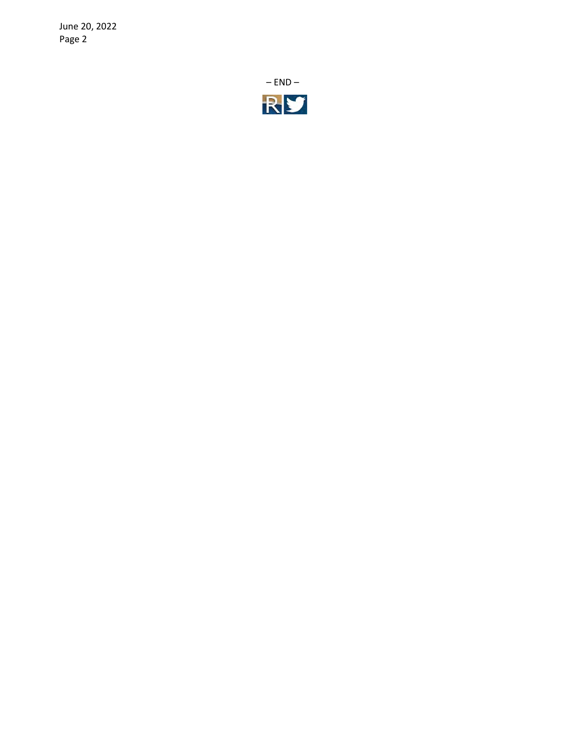– END –